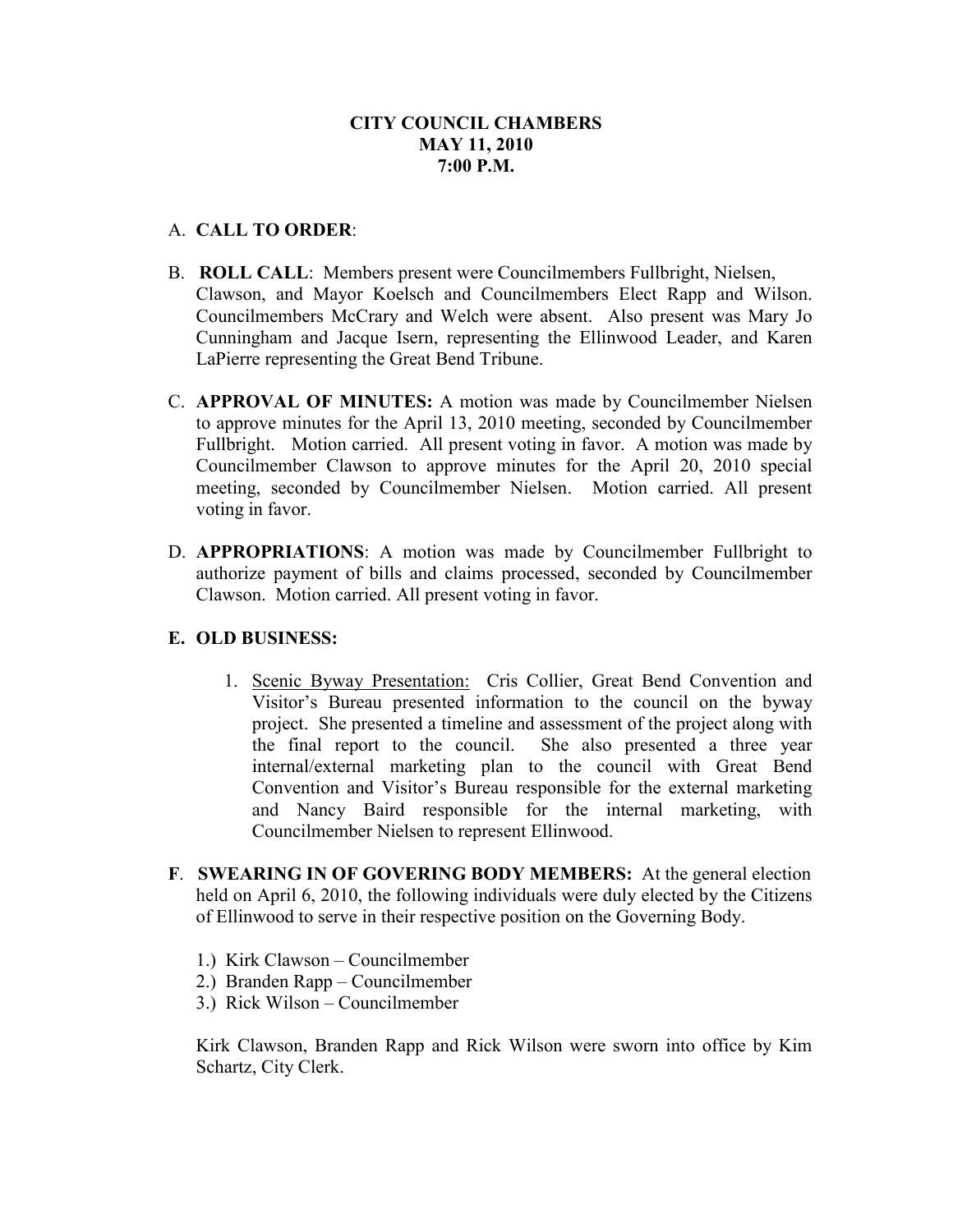**CITY COUNCIL CHAMBERS**
**MAY 11, 2010**
**7:00 P.M.**

A. **CALL TO ORDER**:

B. **ROLL CALL**: Members present were Councilmembers Fullbright, Nielsen, Clawson, and Mayor Koelsch and Councilmembers Elect Rapp and Wilson. Councilmembers McCrary and Welch were absent. Also present was Mary Jo Cunningham and Jacque Isern, representing the Ellinwood Leader, and Karen LaPierre representing the Great Bend Tribune.

C. **APPROVAL OF MINUTES:** A motion was made by Councilmember Nielsen to approve minutes for the April 13, 2010 meeting, seconded by Councilmember Fullbright. Motion carried. All present voting in favor. A motion was made by Councilmember Clawson to approve minutes for the April 20, 2010 special meeting, seconded by Councilmember Nielsen. Motion carried. All present voting in favor.

D. **APPROPRIATIONS**: A motion was made by Councilmember Fullbright to authorize payment of bills and claims processed, seconded by Councilmember Clawson. Motion carried. All present voting in favor.

**E. OLD BUSINESS:**

1. Scenic Byway Presentation: Cris Collier, Great Bend Convention and Visitor's Bureau presented information to the council on the byway project. She presented a timeline and assessment of the project along with the final report to the council. She also presented a three year internal/external marketing plan to the council with Great Bend Convention and Visitor's Bureau responsible for the external marketing and Nancy Baird responsible for the internal marketing, with Councilmember Nielsen to represent Ellinwood.

**F**. **SWEARING IN OF GOVERING BODY MEMBERS:** At the general election held on April 6, 2010, the following individuals were duly elected by the Citizens of Ellinwood to serve in their respective position on the Governing Body.

1.) Kirk Clawson – Councilmember
2.) Branden Rapp – Councilmember
3.) Rick Wilson – Councilmember

Kirk Clawson, Branden Rapp and Rick Wilson were sworn into office by Kim Schartz, City Clerk.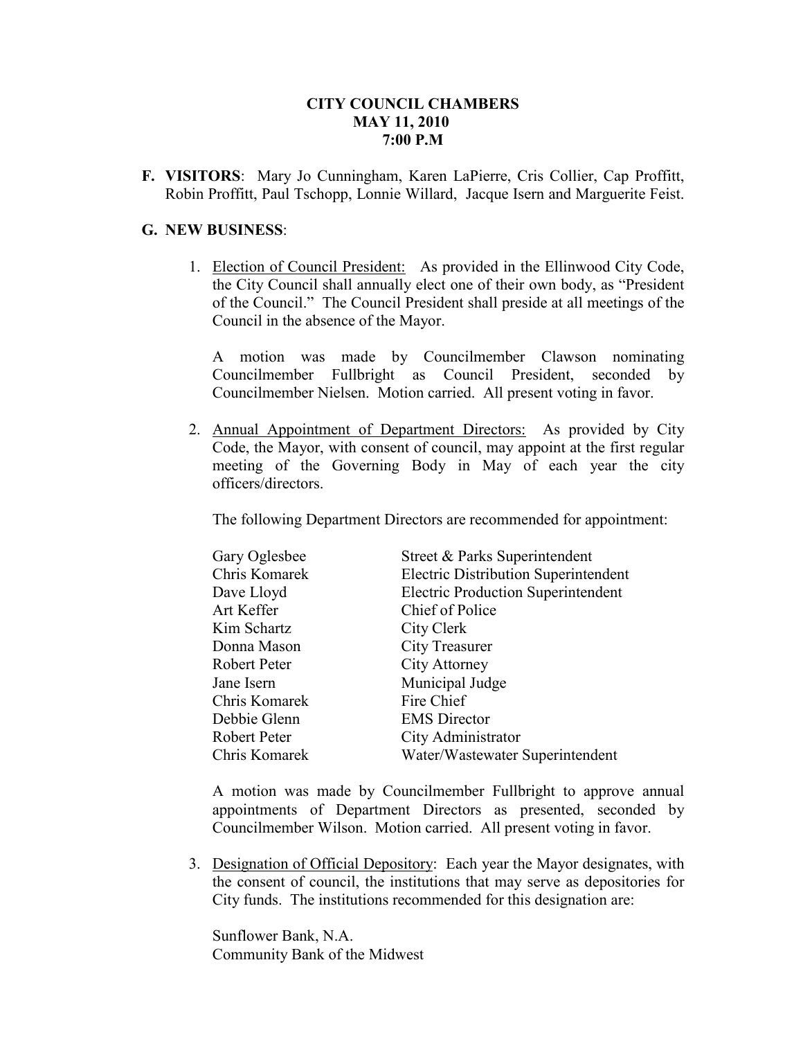**CITY COUNCIL CHAMBERS**
**MAY 11, 2010**
**7:00 P.M**

**F. VISITORS**: Mary Jo Cunningham, Karen LaPierre, Cris Collier, Cap Proffitt, Robin Proffitt, Paul Tschopp, Lonnie Willard, Jacque Isern and Marguerite Feist.

**G. NEW BUSINESS**:

1. Election of Council President: As provided in the Ellinwood City Code, the City Council shall annually elect one of their own body, as "President of the Council." The Council President shall preside at all meetings of the Council in the absence of the Mayor.

   A motion was made by Councilmember Clawson nominating Councilmember Fullbright as Council President, seconded by Councilmember Nielsen. Motion carried. All present voting in favor.

2. Annual Appointment of Department Directors: As provided by City Code, the Mayor, with consent of council, may appoint at the first regular meeting of the Governing Body in May of each year the city officers/directors.

   The following Department Directors are recommended for appointment:

   | | |
   |---|---|
   | Gary Oglesbee | Street & Parks Superintendent |
   | Chris Komarek | Electric Distribution Superintendent |
   | Dave Lloyd | Electric Production Superintendent |
   | Art Keffer | Chief of Police |
   | Kim Schartz | City Clerk |
   | Donna Mason | City Treasurer |
   | Robert Peter | City Attorney |
   | Jane Isern | Municipal Judge |
   | Chris Komarek | Fire Chief |
   | Debbie Glenn | EMS Director |
   | Robert Peter | City Administrator |
   | Chris Komarek | Water/Wastewater Superintendent |

   A motion was made by Councilmember Fullbright to approve annual appointments of Department Directors as presented, seconded by Councilmember Wilson. Motion carried. All present voting in favor.

3. Designation of Official Depository: Each year the Mayor designates, with the consent of council, the institutions that may serve as depositories for City funds. The institutions recommended for this designation are:

   Sunflower Bank, N.A.
   Community Bank of the Midwest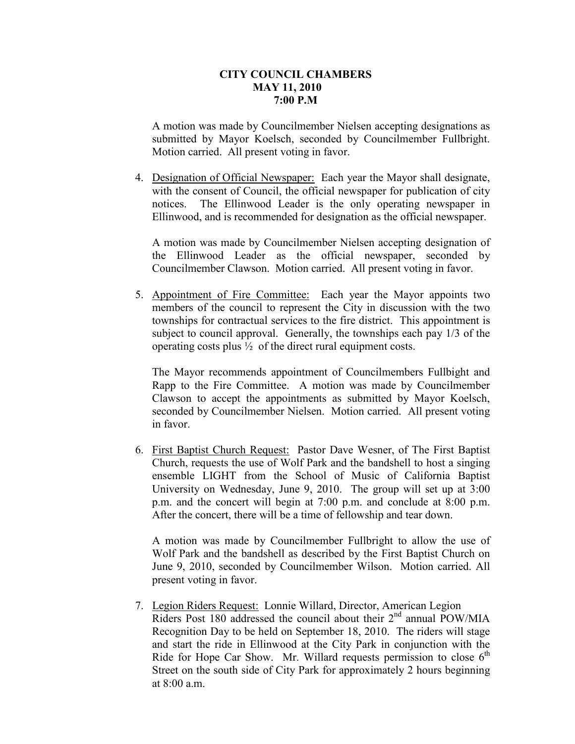**CITY COUNCIL CHAMBERS**
**MAY 11, 2010**
**7:00 P.M**

A motion was made by Councilmember Nielsen accepting designations as submitted by Mayor Koelsch, seconded by Councilmember Fullbright. Motion carried. All present voting in favor.

4. Designation of Official Newspaper: Each year the Mayor shall designate, with the consent of Council, the official newspaper for publication of city notices. The Ellinwood Leader is the only operating newspaper in Ellinwood, and is recommended for designation as the official newspaper.

   A motion was made by Councilmember Nielsen accepting designation of the Ellinwood Leader as the official newspaper, seconded by Councilmember Clawson. Motion carried. All present voting in favor.

5. Appointment of Fire Committee: Each year the Mayor appoints two members of the council to represent the City in discussion with the two townships for contractual services to the fire district. This appointment is subject to council approval. Generally, the townships each pay 1/3 of the operating costs plus ½ of the direct rural equipment costs.

   The Mayor recommends appointment of Councilmembers Fullbight and Rapp to the Fire Committee. A motion was made by Councilmember Clawson to accept the appointments as submitted by Mayor Koelsch, seconded by Councilmember Nielsen. Motion carried. All present voting in favor.

6. First Baptist Church Request: Pastor Dave Wesner, of The First Baptist Church, requests the use of Wolf Park and the bandshell to host a singing ensemble LIGHT from the School of Music of California Baptist University on Wednesday, June 9, 2010. The group will set up at 3:00 p.m. and the concert will begin at 7:00 p.m. and conclude at 8:00 p.m. After the concert, there will be a time of fellowship and tear down.

   A motion was made by Councilmember Fullbright to allow the use of Wolf Park and the bandshell as described by the First Baptist Church on June 9, 2010, seconded by Councilmember Wilson. Motion carried. All present voting in favor.

7. Legion Riders Request: Lonnie Willard, Director, American Legion Riders Post 180 addressed the council about their 2nd annual POW/MIA Recognition Day to be held on September 18, 2010. The riders will stage and start the ride in Ellinwood at the City Park in conjunction with the Ride for Hope Car Show. Mr. Willard requests permission to close 6th Street on the south side of City Park for approximately 2 hours beginning at 8:00 a.m.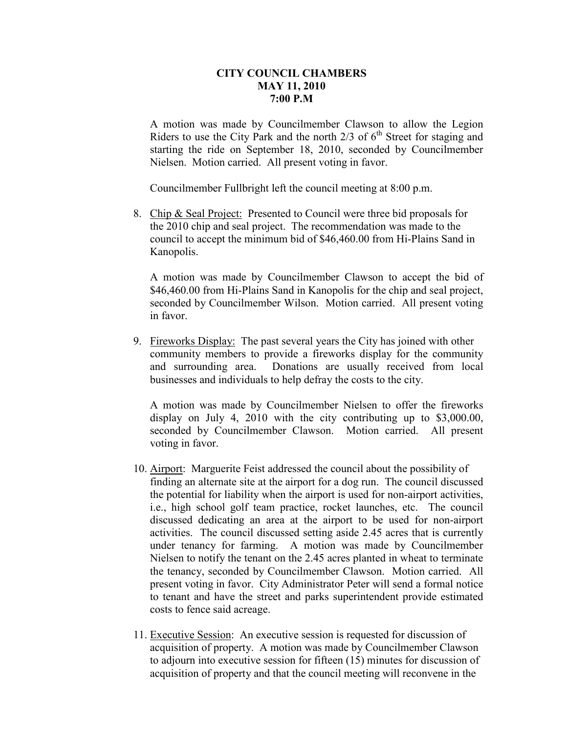**CITY COUNCIL CHAMBERS**
**MAY 11, 2010**
**7:00 P.M**

A motion was made by Councilmember Clawson to allow the Legion Riders to use the City Park and the north 2/3 of 6th Street for staging and starting the ride on September 18, 2010, seconded by Councilmember Nielsen. Motion carried. All present voting in favor.

Councilmember Fullbright left the council meeting at 8:00 p.m.

8. Chip & Seal Project: Presented to Council were three bid proposals for the 2010 chip and seal project. The recommendation was made to the council to accept the minimum bid of $46,460.00 from Hi-Plains Sand in Kanopolis.

   A motion was made by Councilmember Clawson to accept the bid of $46,460.00 from Hi-Plains Sand in Kanopolis for the chip and seal project, seconded by Councilmember Wilson. Motion carried. All present voting in favor.

9. Fireworks Display: The past several years the City has joined with other community members to provide a fireworks display for the community and surrounding area. Donations are usually received from local businesses and individuals to help defray the costs to the city.

   A motion was made by Councilmember Nielsen to offer the fireworks display on July 4, 2010 with the city contributing up to $3,000.00, seconded by Councilmember Clawson. Motion carried. All present voting in favor.

10. Airport: Marguerite Feist addressed the council about the possibility of finding an alternate site at the airport for a dog run. The council discussed the potential for liability when the airport is used for non-airport activities, i.e., high school golf team practice, rocket launches, etc. The council discussed dedicating an area at the airport to be used for non-airport activities. The council discussed setting aside 2.45 acres that is currently under tenancy for farming. A motion was made by Councilmember Nielsen to notify the tenant on the 2.45 acres planted in wheat to terminate the tenancy, seconded by Councilmember Clawson. Motion carried. All present voting in favor. City Administrator Peter will send a formal notice to tenant and have the street and parks superintendent provide estimated costs to fence said acreage.

11. Executive Session: An executive session is requested for discussion of acquisition of property. A motion was made by Councilmember Clawson to adjourn into executive session for fifteen (15) minutes for discussion of acquisition of property and that the council meeting will reconvene in the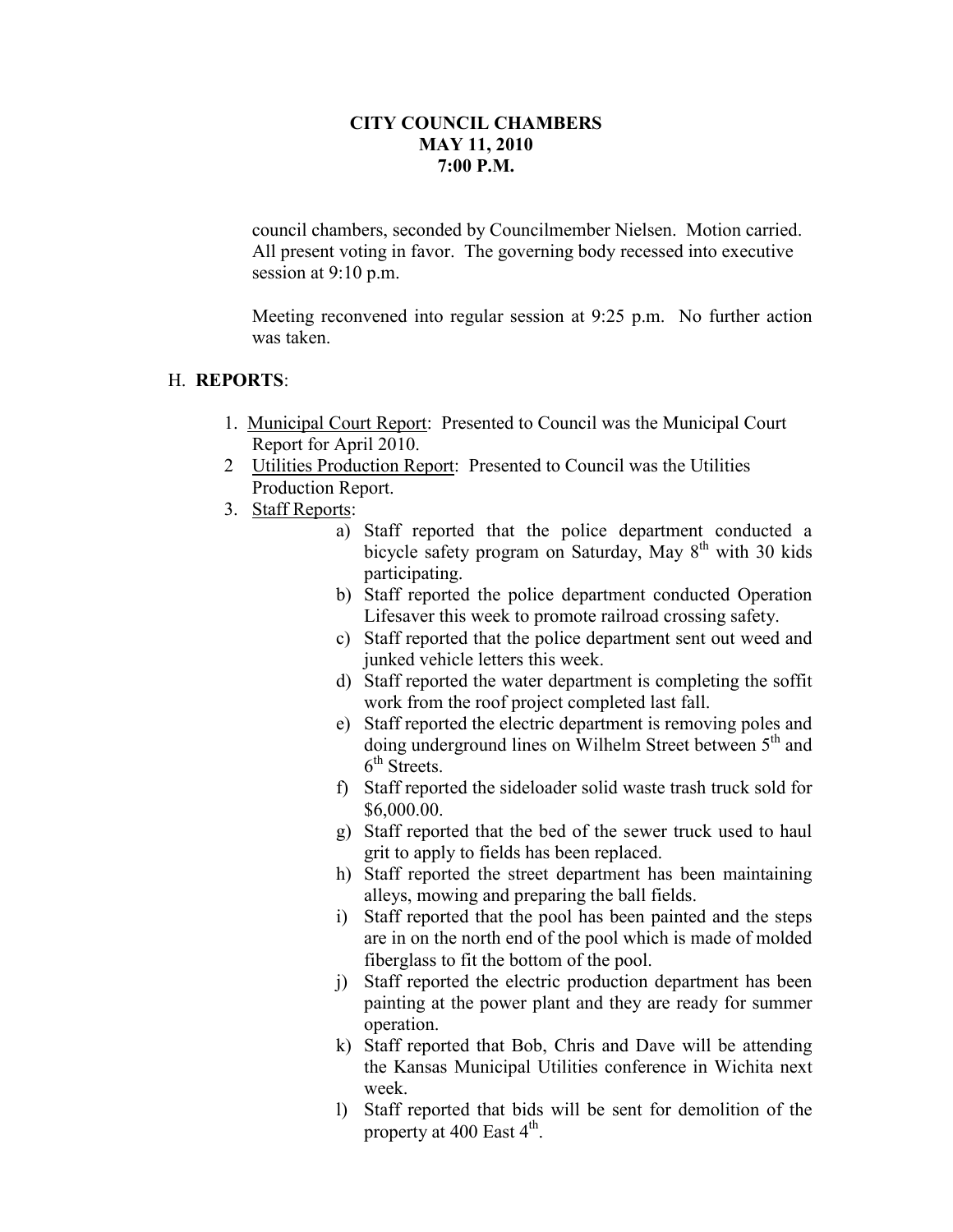**CITY COUNCIL CHAMBERS**
**MAY 11, 2010**
**7:00 P.M.**

council chambers, seconded by Councilmember Nielsen. Motion carried. All present voting in favor. The governing body recessed into executive session at 9:10 p.m.

Meeting reconvened into regular session at 9:25 p.m. No further action was taken.

H. **REPORTS**:

1. Municipal Court Report: Presented to Council was the Municipal Court Report for April 2010.
2. Utilities Production Report: Presented to Council was the Utilities Production Report.
3. Staff Reports:
   a) Staff reported that the police department conducted a bicycle safety program on Saturday, May 8th with 30 kids participating.
   b) Staff reported the police department conducted Operation Lifesaver this week to promote railroad crossing safety.
   c) Staff reported that the police department sent out weed and junked vehicle letters this week.
   d) Staff reported the water department is completing the soffit work from the roof project completed last fall.
   e) Staff reported the electric department is removing poles and doing underground lines on Wilhelm Street between 5th and 6th Streets.
   f) Staff reported the sideloader solid waste trash truck sold for $6,000.00.
   g) Staff reported that the bed of the sewer truck used to haul grit to apply to fields has been replaced.
   h) Staff reported the street department has been maintaining alleys, mowing and preparing the ball fields.
   i) Staff reported that the pool has been painted and the steps are in on the north end of the pool which is made of molded fiberglass to fit the bottom of the pool.
   j) Staff reported the electric production department has been painting at the power plant and they are ready for summer operation.
   k) Staff reported that Bob, Chris and Dave will be attending the Kansas Municipal Utilities conference in Wichita next week.
   l) Staff reported that bids will be sent for demolition of the property at 400 East 4th.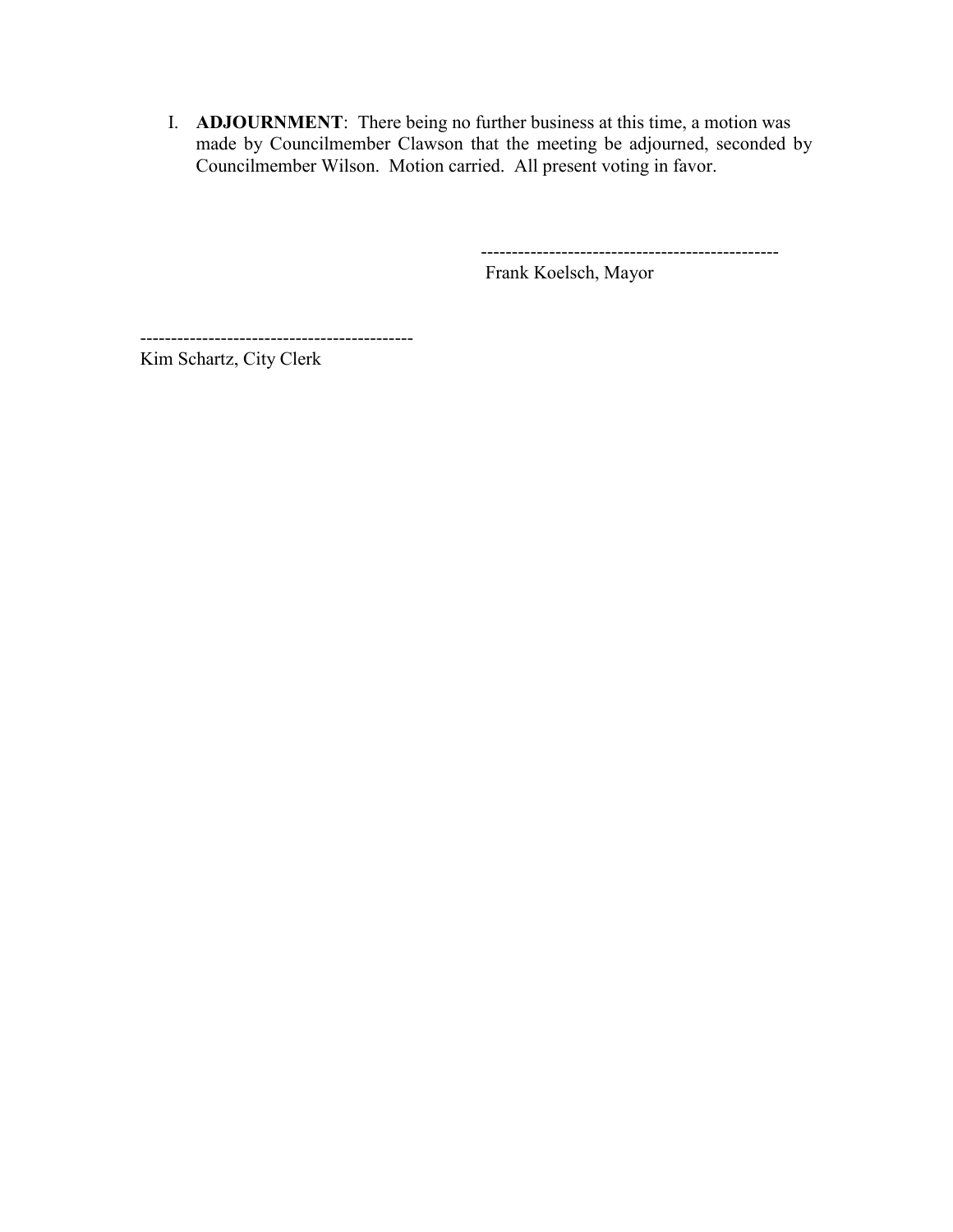I. **ADJOURNMENT**: There being no further business at this time, a motion was made by Councilmember Clawson that the meeting be adjourned, seconded by Councilmember Wilson. Motion carried. All present voting in favor.

\------------------------------------------------
Frank Koelsch, Mayor

\--------------------------------------------
Kim Schartz, City Clerk